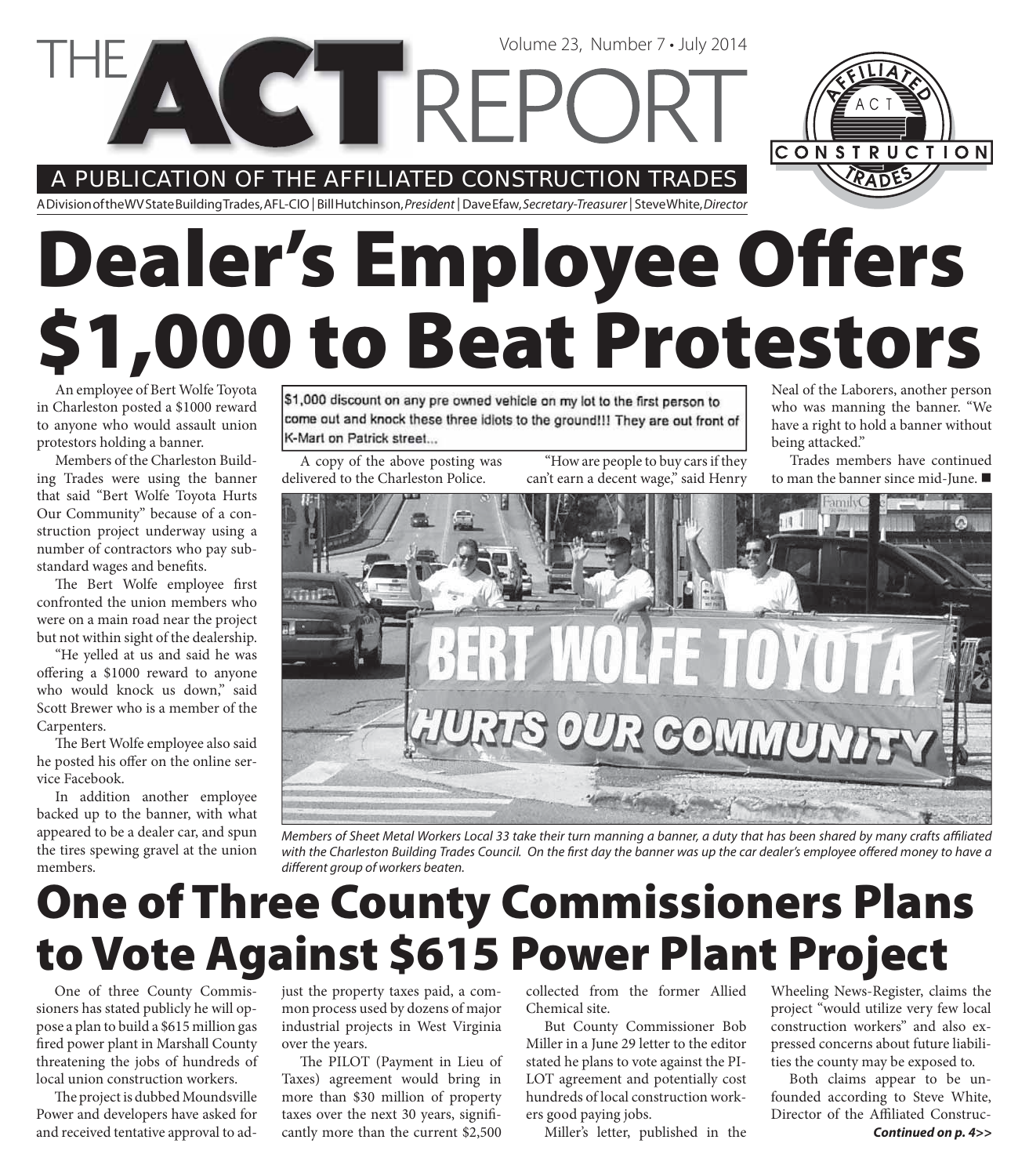# THE ACT REPORT

Volume 23, Number 7 • July 2014

A PUBLICATION OF THE AFFILIATED CONSTRUCTION TRADES

A Division of the WV State Building Trades, AFL-CIO | Bill Hutchinson, *President* | Dave Efaw, *Secretary-Treasurer* | Steve White, *Director*

# Dealer's Employee Offers $1,000 to Beat Protestors

An employee of Bert Wolfe Toyota in Charleston posted a $1000 reward to anyone who would assault union protestors holding a banner.

Members of the Charleston Building Trades were using the banner that said "Bert Wolfe Toyota Hurts Our Community" because of a construction project underway using a number of contractors who pay substandard wages and benefits.

The Bert Wolfe employee first confronted the union members who were on a main road near the project but not within sight of the dealership.

"He yelled at us and said he was offering a $1000 reward to anyone who would knock us down," said Scott Brewer who is a member of the Carpenters.

The Bert Wolfe employee also said he posted his offer on the online service Facebook.

In addition another employee backed up to the banner, with what appeared to be a dealer car, and spun the tires spewing gravel at the union members.

> $1,000 discount on any pre owned vehicle on my lot to the first person to come out and knock these three idiots to the ground!!! They are out front of K-Mart on Patrick street...

A copy of the above posting was delivered to the Charleston Police.

"How are people to buy cars if they can't earn a decent wage," said Henry Neal of the Laborers, another person who was manning the banner. "We have a right to hold a banner without being attacked."

Trades members have continued to man the banner since mid-June. ■

*Members of Sheet Metal Workers Local 33 take their turn manning a banner, a duty that has been shared by many crafts affiliated with the Charleston Building Trades Council. On the first day the banner was up the car dealer's employee offered money to have a different group of workers beaten.*

# One of Three County Commissioners Plans to Vote Against $615 Power Plant Project

One of three County Commissioners has stated publicly he will oppose a plan to build a $615 million gas fired power plant in Marshall County threatening the jobs of hundreds of local union construction workers.

The project is dubbed Moundsville Power and developers have asked for and received tentative approval to adjust the property taxes paid, a common process used by dozens of major industrial projects in West Virginia over the years.

The PILOT (Payment in Lieu of Taxes) agreement would bring in more than $30 million of property taxes over the next 30 years, significantly more than the current $2,500 collected from the former Allied Chemical site.

But County Commissioner Bob Miller in a June 29 letter to the editor stated he plans to vote against the PILOT agreement and potentially cost hundreds of local construction workers good paying jobs.

Miller's letter, published in the Wheeling News-Register, claims the project "would utilize very few local construction workers" and also expressed concerns about future liabilities the county may be exposed to.

Both claims appear to be unfounded according to Steve White, Director of the Affiliated Construc-

***Continued on p. 4>>***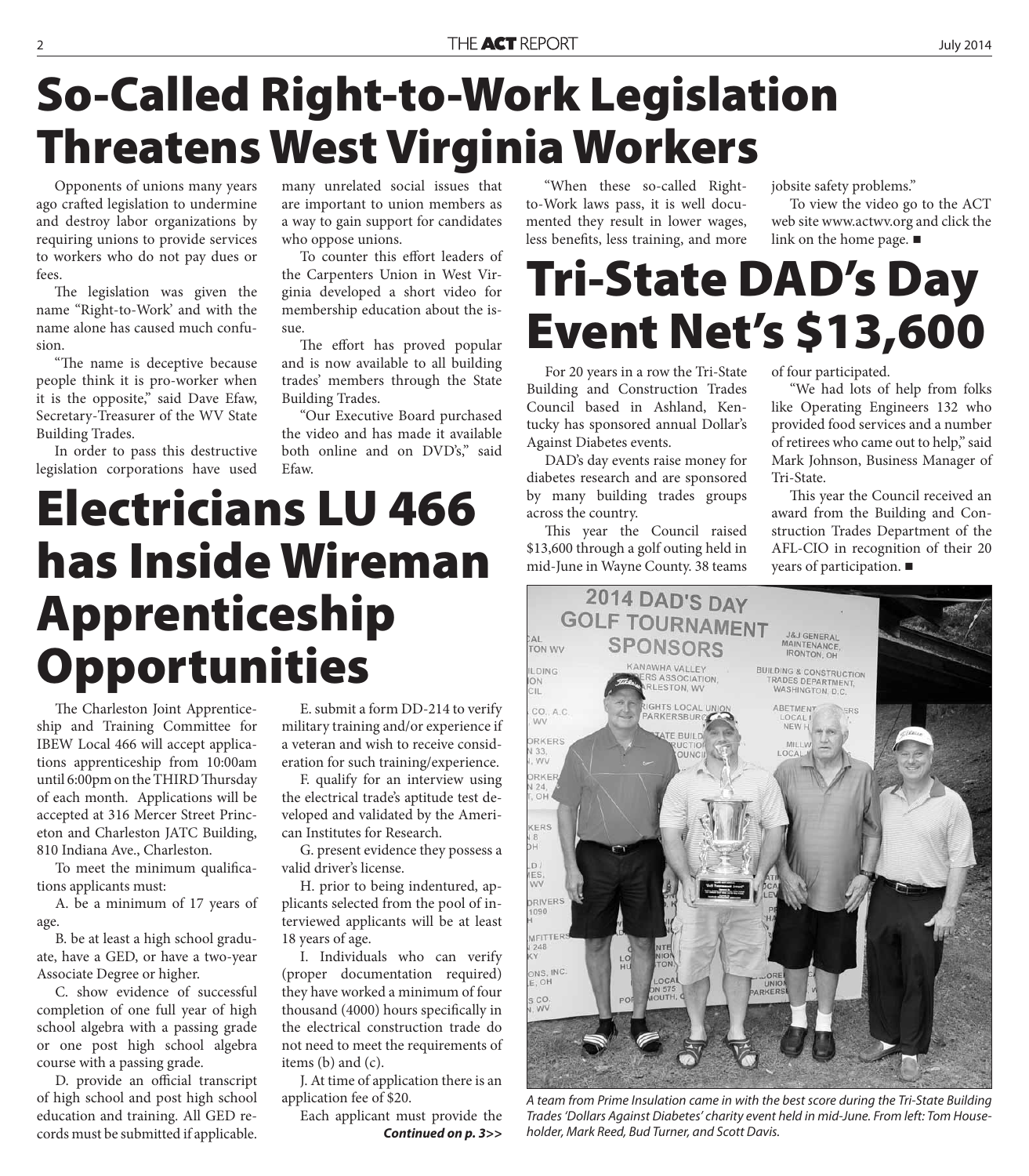# So-Called Right-to-Work Legislation Threatens West Virginia Workers

Opponents of unions many years ago crafted legislation to undermine and destroy labor organizations by requiring unions to provide services to workers who do not pay dues or fees.

The legislation was given the name "Right-to-Work' and with the name alone has caused much confusion.

"The name is deceptive because people think it is pro-worker when it is the opposite," said Dave Efaw, Secretary-Treasurer of the WV State Building Trades.

In order to pass this destructive legislation corporations have used many unrelated social issues that are important to union members as a way to gain support for candidates who oppose unions.

To counter this effort leaders of the Carpenters Union in West Virginia developed a short video for membership education about the issue.

The effort has proved popular and is now available to all building trades' members through the State Building Trades.

"Our Executive Board purchased the video and has made it available both online and on DVD's," said Efaw.

"When these so-called Right-to-Work laws pass, it is well documented they result in lower wages, less benefits, less training, and more jobsite safety problems."

To view the video go to the ACT web site www.actwv.org and click the link on the home page. ■

# Tri-State DAD's Day Event Net's $13,600

For 20 years in a row the Tri-State Building and Construction Trades Council based in Ashland, Kentucky has sponsored annual Dollar's Against Diabetes events.

DAD's day events raise money for diabetes research and are sponsored by many building trades groups across the country.

This year the Council raised $13,600 through a golf outing held in mid-June in Wayne County. 38 teams of four participated.

"We had lots of help from folks like Operating Engineers 132 who provided food services and a number of retirees who came out to help," said Mark Johnson, Business Manager of Tri-State.

This year the Council received an award from the Building and Construction Trades Department of the AFL-CIO in recognition of their 20 years of participation. ■

*A team from Prime Insulation came in with the best score during the Tri-State Building Trades 'Dollars Against Diabetes' charity event held in mid-June. From left: Tom Householder, Mark Reed, Bud Turner, and Scott Davis.*

# Electricians LU 466 has Inside Wireman Apprenticeship Opportunities

The Charleston Joint Apprenticeship and Training Committee for IBEW Local 466 will accept applications apprenticeship from 10:00am until 6:00pm on the THIRD Thursday of each month. Applications will be accepted at 316 Mercer Street Princeton and Charleston JATC Building, 810 Indiana Ave., Charleston.

To meet the minimum qualifications applicants must:

A. be a minimum of 17 years of age.

B. be at least a high school graduate, have a GED, or have a two-year Associate Degree or higher.

C. show evidence of successful completion of one full year of high school algebra with a passing grade or one post high school algebra course with a passing grade.

D. provide an official transcript of high school and post high school education and training. All GED records must be submitted if applicable.

E. submit a form DD-214 to verify military training and/or experience if a veteran and wish to receive consideration for such training/experience.

F. qualify for an interview using the electrical trade's aptitude test developed and validated by the American Institutes for Research.

G. present evidence they possess a valid driver's license.

H. prior to being indentured, applicants selected from the pool of interviewed applicants will be at least 18 years of age.

I. Individuals who can verify (proper documentation required) they have worked a minimum of four thousand (4000) hours specifically in the electrical construction trade do not need to meet the requirements of items (b) and (c).

J. At time of application there is an application fee of $20.

Each applicant must provide the

***Continued on p. 3>>***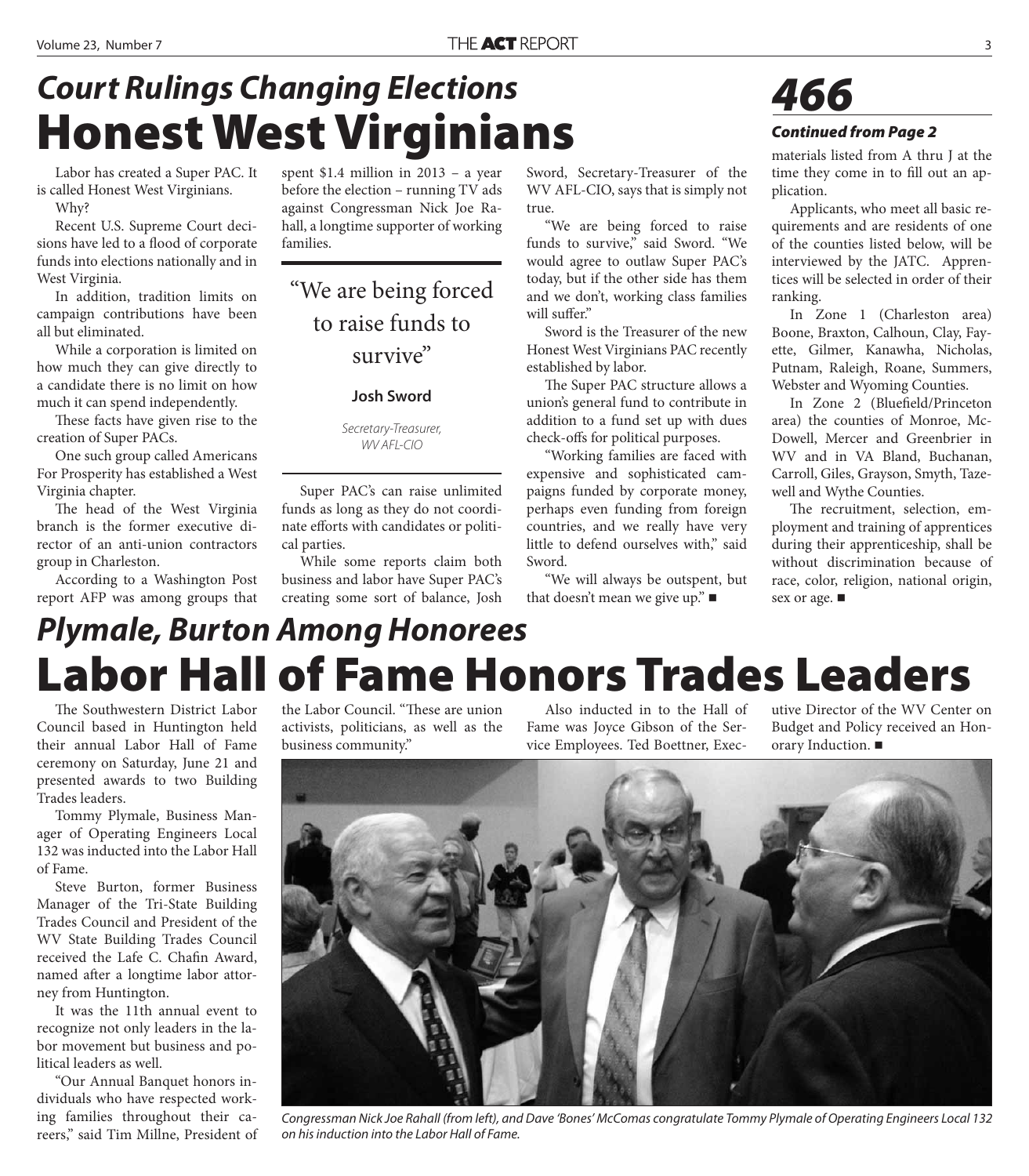## *Court Rulings Changing Elections*

# Honest West Virginians

Labor has created a Super PAC. It is called Honest West Virginians.

Why?

Recent U.S. Supreme Court decisions have led to a flood of corporate funds into elections nationally and in West Virginia.

In addition, tradition limits on campaign contributions have been all but eliminated.

While a corporation is limited on how much they can give directly to a candidate there is no limit on how much it can spend independently.

These facts have given rise to the creation of Super PACs.

One such group called Americans For Prosperity has established a West Virginia chapter.

The head of the West Virginia branch is the former executive director of an anti-union contractors group in Charleston.

According to a Washington Post report AFP was among groups that spent $1.4 million in 2013 – a year before the election – running TV ads against Congressman Nick Joe Rahall, a longtime supporter of working families.

> "We are being forced to raise funds to survive"
>
> **Josh Sword**
>
> *Secretary-Treasurer, WV AFL-CIO*

Super PAC's can raise unlimited funds as long as they do not coordinate efforts with candidates or political parties.

While some reports claim both business and labor have Super PAC's creating some sort of balance, Josh Sword, Secretary-Treasurer of the WV AFL-CIO, says that is simply not true.

"We are being forced to raise funds to survive," said Sword. "We would agree to outlaw Super PAC's today, but if the other side has them and we don't, working class families will suffer."

Sword is the Treasurer of the new Honest West Virginians PAC recently established by labor.

The Super PAC structure allows a union's general fund to contribute in addition to a fund set up with dues check-offs for political purposes.

"Working families are faced with expensive and sophisticated campaigns funded by corporate money, perhaps even funding from foreign countries, and we really have very little to defend ourselves with," said Sword.

"We will always be outspent, but that doesn't mean we give up." ■

# *466*

### *Continued from Page 2*

materials listed from A thru J at the time they come in to fill out an application.

Applicants, who meet all basic requirements and are residents of one of the counties listed below, will be interviewed by the JATC. Apprentices will be selected in order of their ranking.

In Zone 1 (Charleston area) Boone, Braxton, Calhoun, Clay, Fayette, Gilmer, Kanawha, Nicholas, Putnam, Raleigh, Roane, Summers, Webster and Wyoming Counties.

In Zone 2 (Bluefield/Princeton area) the counties of Monroe, McDowell, Mercer and Greenbrier in WV and in VA Bland, Buchanan, Carroll, Giles, Grayson, Smyth, Tazewell and Wythe Counties.

The recruitment, selection, employment and training of apprentices during their apprenticeship, shall be without discrimination because of race, color, religion, national origin, sex or age. ■

## *Plymale, Burton Among Honorees*

# Labor Hall of Fame Honors Trades Leaders

The Southwestern District Labor Council based in Huntington held their annual Labor Hall of Fame ceremony on Saturday, June 21 and presented awards to two Building Trades leaders.

Tommy Plymale, Business Manager of Operating Engineers Local 132 was inducted into the Labor Hall of Fame.

Steve Burton, former Business Manager of the Tri-State Building Trades Council and President of the WV State Building Trades Council received the Lafe C. Chafin Award, named after a longtime labor attorney from Huntington.

It was the 11th annual event to recognize not only leaders in the labor movement but business and political leaders as well.

"Our Annual Banquet honors individuals who have respected working families throughout their careers," said Tim Millne, President of the Labor Council. "These are union activists, politicians, as well as the business community."

Also inducted in to the Hall of Fame was Joyce Gibson of the Service Employees. Ted Boettner, Executive Director of the WV Center on Budget and Policy received an Honorary Induction. ■

*Congressman Nick Joe Rahall (from left), and Dave 'Bones' McComas congratulate Tommy Plymale of Operating Engineers Local 132 on his induction into the Labor Hall of Fame.*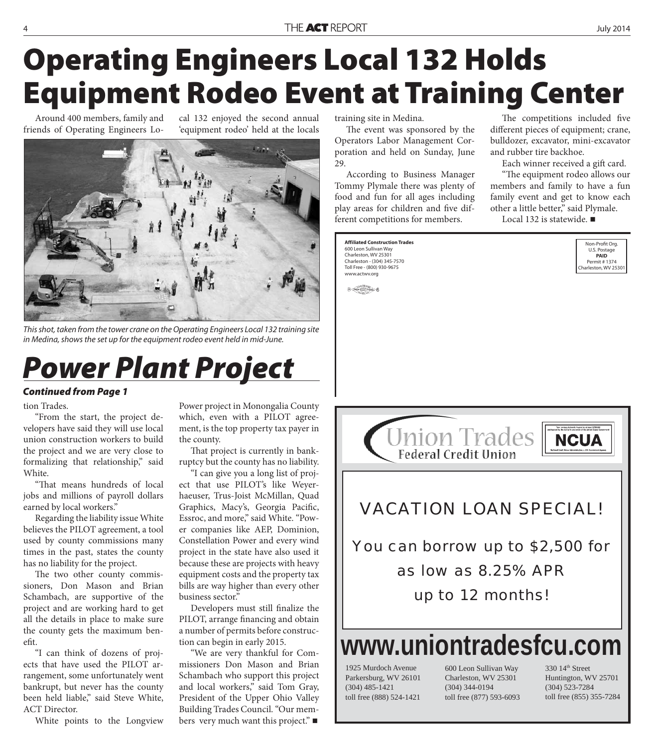# Operating Engineers Local 132 Holds Equipment Rodeo Event at Training Center

Around 400 members, family and friends of Operating Engineers Local 132 enjoyed the second annual 'equipment rodeo' held at the locals training site in Medina.

The event was sponsored by the Operators Labor Management Corporation and held on Sunday, June 29.

According to Business Manager Tommy Plymale there was plenty of food and fun for all ages including play areas for children and five different competitions for members.

The competitions included five different pieces of equipment; crane, bulldozer, excavator, mini-excavator and rubber tire backhoe.

Each winner received a gift card.

"The equipment rodeo allows our members and family to have a fun family event and get to know each other a little better," said Plymale.

Local 132 is statewide. ■

*This shot, taken from the tower crane on the Operating Engineers Local 132 training site in Medina, shows the set up for the equipment rodeo event held in mid-June.*

# *Power Plant Project*

***Continued from Page 1***

tion Trades.

"From the start, the project developers have said they will use local union construction workers to build the project and we are very close to formalizing that relationship," said White.

"That means hundreds of local jobs and millions of payroll dollars earned by local workers."

Regarding the liability issue White believes the PILOT agreement, a tool used by county commissions many times in the past, states the county has no liability for the project.

The two other county commissioners, Don Mason and Brian Schambach, are supportive of the project and are working hard to get all the details in place to make sure the county gets the maximum benefit.

"I can think of dozens of projects that have used the PILOT arrangement, some unfortunately went bankrupt, but never has the county been held liable," said Steve White, ACT Director.

White points to the Longview Power project in Monongalia County which, even with a PILOT agreement, is the top property tax payer in the county.

That project is currently in bankruptcy but the county has no liability.

"I can give you a long list of project that use PILOT's like Weyerhaeuser, Trus-Joist McMillan, Quad Graphics, Macy's, Georgia Pacific, Essroc, and more," said White. "Power companies like AEP, Dominion, Constellation Power and every wind project in the state have also used it because these are projects with heavy equipment costs and the property tax bills are way higher than every other business sector."

Developers must still finalize the PILOT, arrange financing and obtain a number of permits before construction can begin in early 2015.

"We are very thankful for Commissioners Don Mason and Brian Schambach who support this project and local workers," said Tom Gray, President of the Upper Ohio Valley Building Trades Council. "Our members very much want this project." ■

**Affiliated Construction Trades**
600 Leon Sullivan Way
Charleston, WV 25301
Charleston - (304) 345-7570
Toll Free - (800) 930-9675
www.actwv.org

Non-Profit Org.
U.S. Postage
**PAID**
Permit # 1374
Charleston, WV 25301

Union Trades
Federal Credit Union

NCUA

VACATION LOAN SPECIAL!

You can borrow up to $2,500 for as low as 8.25% APR up to 12 months!

**www.uniontradesfcu.com**

1925 Murdoch Avenue
Parkersburg, WV 26101
(304) 485-1421
toll free (888) 524-1421

600 Leon Sullivan Way
Charleston, WV 25301
(304) 344-0194
toll free (877) 593-6093

330 14th Street
Huntington, WV 25701
(304) 523-7284
toll free (855) 355-7284